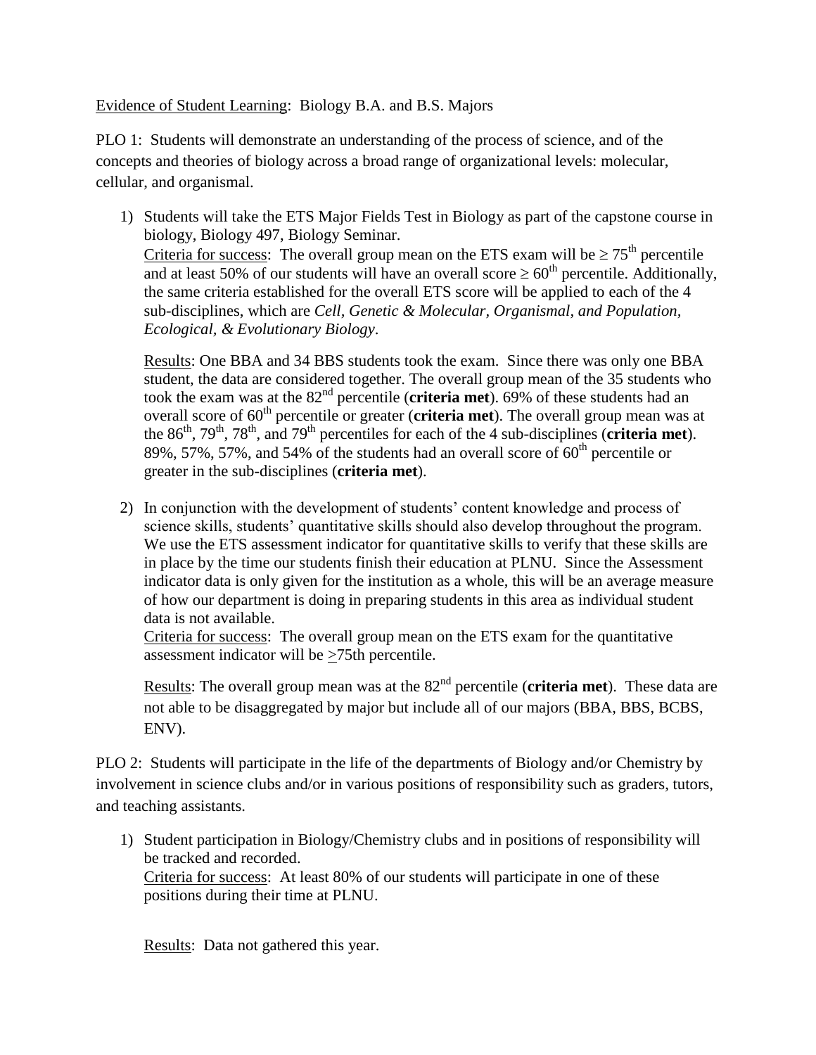<u>Evidence of Student Learning</u>: Biology B.A. and B.S. Majors

PLO 1: Students will demonstrate an understanding of the process of science, and of the concepts and theories of biology across a broad range of organizational levels: molecular, cellular, and organismal.

1) Students will take the ETS Major Fields Test in Biology as part of the capstone course in biology, Biology 497, Biology Seminar.
   <u>Criteria for success</u>: The overall group mean on the ETS exam will be $\geq 75^{th}$ percentile and at least 50% of our students will have an overall score $\geq 60^{th}$ percentile. Additionally, the same criteria established for the overall ETS score will be applied to each of the 4 sub-disciplines, which are *Cell, Genetic & Molecular, Organismal, and Population, Ecological, & Evolutionary Biology*.

   <u>Results</u>: One BBA and 34 BBS students took the exam. Since there was only one BBA student, the data are considered together. The overall group mean of the 35 students who took the exam was at the $82^{nd}$ percentile (**criteria met**). 69% of these students had an overall score of $60^{th}$ percentile or greater (**criteria met**). The overall group mean was at the $86^{th}$, $79^{th}$, $78^{th}$, and $79^{th}$ percentiles for each of the 4 sub-disciplines (**criteria met**). 89%, 57%, 57%, and 54% of the students had an overall score of $60^{th}$ percentile or greater in the sub-disciplines (**criteria met**).

2) In conjunction with the development of students' content knowledge and process of science skills, students' quantitative skills should also develop throughout the program. We use the ETS assessment indicator for quantitative skills to verify that these skills are in place by the time our students finish their education at PLNU. Since the Assessment indicator data is only given for the institution as a whole, this will be an average measure of how our department is doing in preparing students in this area as individual student data is not available.
   <u>Criteria for success</u>: The overall group mean on the ETS exam for the quantitative assessment indicator will be $\geq$75th percentile.

   <u>Results</u>: The overall group mean was at the $82^{nd}$ percentile (**criteria met**). These data are not able to be disaggregated by major but include all of our majors (BBA, BBS, BCBS, ENV).

PLO 2: Students will participate in the life of the departments of Biology and/or Chemistry by involvement in science clubs and/or in various positions of responsibility such as graders, tutors, and teaching assistants.

1) Student participation in Biology/Chemistry clubs and in positions of responsibility will be tracked and recorded.
   <u>Criteria for success</u>: At least 80% of our students will participate in one of these positions during their time at PLNU.

   <u>Results</u>: Data not gathered this year.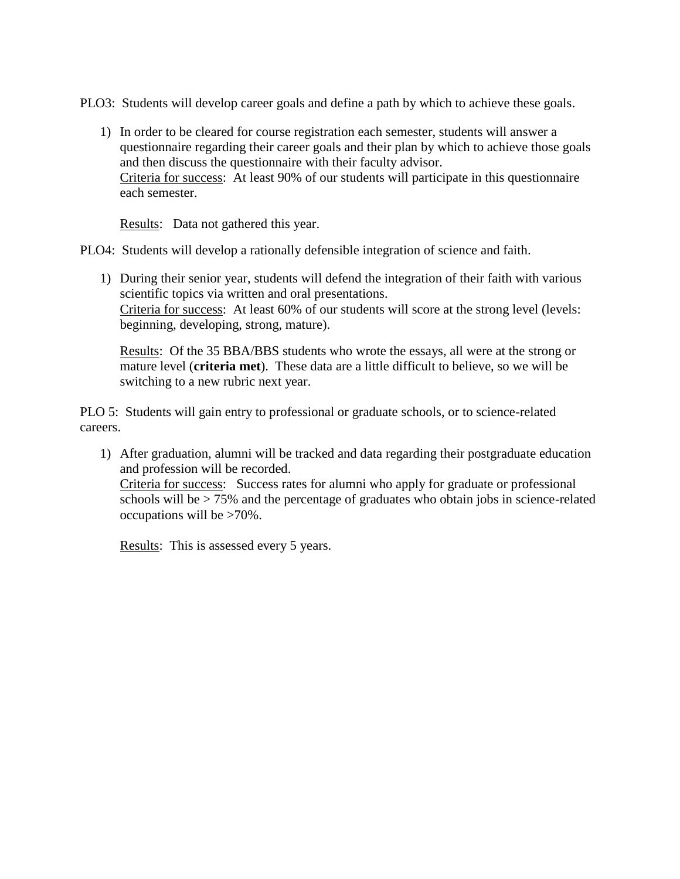PLO3: Students will develop career goals and define a path by which to achieve these goals.

1) In order to be cleared for course registration each semester, students will answer a questionnaire regarding their career goals and their plan by which to achieve those goals and then discuss the questionnaire with their faculty advisor.
   Criteria for success: At least 90% of our students will participate in this questionnaire each semester.

   Results: Data not gathered this year.

PLO4: Students will develop a rationally defensible integration of science and faith.

1) During their senior year, students will defend the integration of their faith with various scientific topics via written and oral presentations.
   Criteria for success: At least 60% of our students will score at the strong level (levels: beginning, developing, strong, mature).

   Results: Of the 35 BBA/BBS students who wrote the essays, all were at the strong or mature level (**criteria met**). These data are a little difficult to believe, so we will be switching to a new rubric next year.

PLO 5: Students will gain entry to professional or graduate schools, or to science-related careers.

1) After graduation, alumni will be tracked and data regarding their postgraduate education and profession will be recorded.
   Criteria for success: Success rates for alumni who apply for graduate or professional schools will be > 75% and the percentage of graduates who obtain jobs in science-related occupations will be >70%.

   Results: This is assessed every 5 years.